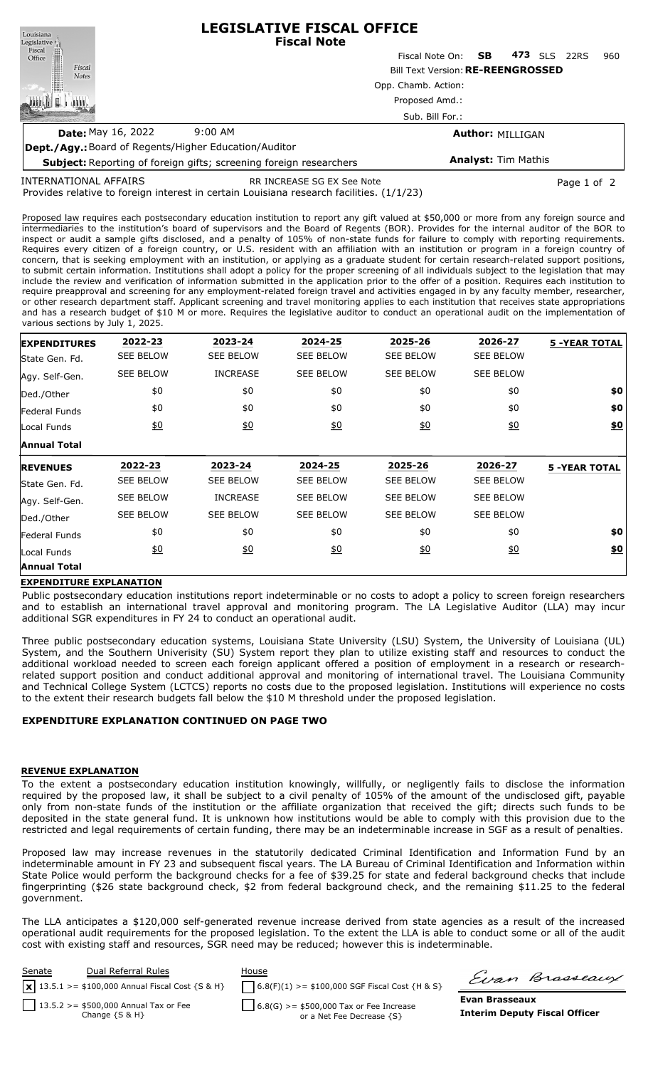# LEGISLATIVE FISCAL OFFICE
## Fiscal Note

Fiscal Note On: **SB 473** SLS 22RS 960

Bill Text Version: **RE-REENGROSSED**

Opp. Chamb. Action:

Proposed Amd.:

Sub. Bill For.:

**Date:** May 16, 2022 9:00 AM

**Author:** MILLIGAN

**Dept./Agy.:** Board of Regents/Higher Education/Auditor

**Subject:** Reporting of foreign gifts; screening foreign researchers

**Analyst:** Tim Mathis

INTERNATIONAL AFFAIRS RR INCREASE SG EX See Note

Provides relative to foreign interest in certain Louisiana research facilities. (1/1/23)

Proposed law requires each postsecondary education institution to report any gift valued at $50,000 or more from any foreign source and intermediaries to the institution's board of supervisors and the Board of Regents (BOR). Provides for the internal auditor of the BOR to inspect or audit a sample gifts disclosed, and a penalty of 105% of non-state funds for failure to comply with reporting requirements. Requires every citizen of a foreign country, or U.S. resident with an affiliation with an institution or program in a foreign country of concern, that is seeking employment with an institution, or applying as a graduate student for certain research-related support positions, to submit certain information. Institutions shall adopt a policy for the proper screening of all individuals subject to the legislation that may include the review and verification of information submitted in the application prior to the offer of a position. Requires each institution to require preapproval and screening for any employment-related foreign travel and activities engaged in by any faculty member, researcher, or other research department staff. Applicant screening and travel monitoring applies to each institution that receives state appropriations and has a research budget of $10 M or more. Requires the legislative auditor to conduct an operational audit on the implementation of various sections by July 1, 2025.

| EXPENDITURES | 2022-23 | 2023-24 | 2024-25 | 2025-26 | 2026-27 | 5 -YEAR TOTAL |
|---|---|---|---|---|---|---|
| State Gen. Fd. | SEE BELOW | SEE BELOW | SEE BELOW | SEE BELOW | SEE BELOW | |
| Agy. Self-Gen. | SEE BELOW | INCREASE | SEE BELOW | SEE BELOW | SEE BELOW | |
| Ded./Other | $0 | $0 | $0 | $0 | $0 | $0 |
| Federal Funds | $0 | $0 | $0 | $0 | $0 | $0 |
| Local Funds | $0 | $0 | $0 | $0 | $0 | $0 |
| Annual Total | | | | | | |

| REVENUES | 2022-23 | 2023-24 | 2024-25 | 2025-26 | 2026-27 | 5 -YEAR TOTAL |
|---|---|---|---|---|---|---|
| State Gen. Fd. | SEE BELOW | SEE BELOW | SEE BELOW | SEE BELOW | SEE BELOW | |
| Agy. Self-Gen. | SEE BELOW | INCREASE | SEE BELOW | SEE BELOW | SEE BELOW | |
| Ded./Other | SEE BELOW | SEE BELOW | SEE BELOW | SEE BELOW | SEE BELOW | |
| Federal Funds | $0 | $0 | $0 | $0 | $0 | $0 |
| Local Funds | $0 | $0 | $0 | $0 | $0 | $0 |
| Annual Total | | | | | | |

## EXPENDITURE EXPLANATION

Public postsecondary education institutions report indeterminable or no costs to adopt a policy to screen foreign researchers and to establish an international travel approval and monitoring program. The LA Legislative Auditor (LLA) may incur additional SGR expenditures in FY 24 to conduct an operational audit.

Three public postsecondary education systems, Louisiana State University (LSU) System, the University of Louisiana (UL) System, and the Southern Univerisity (SU) System report they plan to utilize existing staff and resources to conduct the additional workload needed to screen each foreign applicant offered a position of employment in a research or research-related support position and conduct additional approval and monitoring of international travel. The Louisiana Community and Technical College System (LCTCS) reports no costs due to the proposed legislation. Institutions will experience no costs to the extent their research budgets fall below the $10 M threshold under the proposed legislation.

**EXPENDITURE EXPLANATION CONTINUED ON PAGE TWO**

## REVENUE EXPLANATION

To the extent a postsecondary education institution knowingly, willfully, or negligently fails to disclose the information required by the proposed law, it shall be subject to a civil penalty of 105% of the amount of the undisclosed gift, payable only from non-state funds of the institution or the affiliate organization that received the gift; directs such funds to be deposited in the state general fund. It is unknown how institutions would be able to comply with this provision due to the restricted and legal requirements of certain funding, there may be an indeterminable increase in SGF as a result of penalties.

Proposed law may increase revenues in the statutorily dedicated Criminal Identification and Information Fund by an indeterminable amount in FY 23 and subsequent fiscal years. The LA Bureau of Criminal Identification and Information within State Police would perform the background checks for a fee of $39.25 for state and federal background checks that include fingerprinting ($26 state background check, $2 from federal background check, and the remaining $11.25 to the federal government.

The LLA anticipates a $120,000 self-generated revenue increase derived from state agencies as a result of the increased operational audit requirements for the proposed legislation. To the extent the LLA is able to conduct some or all of the audit cost with existing staff and resources, SGR need may be reduced; however this is indeterminable.

| Senate | Dual Referral Rules | House |
|---|---|---|
| [x] 13.5.1 >= $100,000 Annual Fiscal Cost {S & H} | | [ ] 6.8(F)(1) >= $100,000 SGF Fiscal Cost {H & S} |
| [ ] 13.5.2 >= $500,000 Annual Tax or Fee Change {S & H} | | [ ] 6.8(G) >= $500,000 Tax or Fee Increase or a Net Fee Decrease {S} |

**Evan Brasseaux**
**Interim Deputy Fiscal Officer**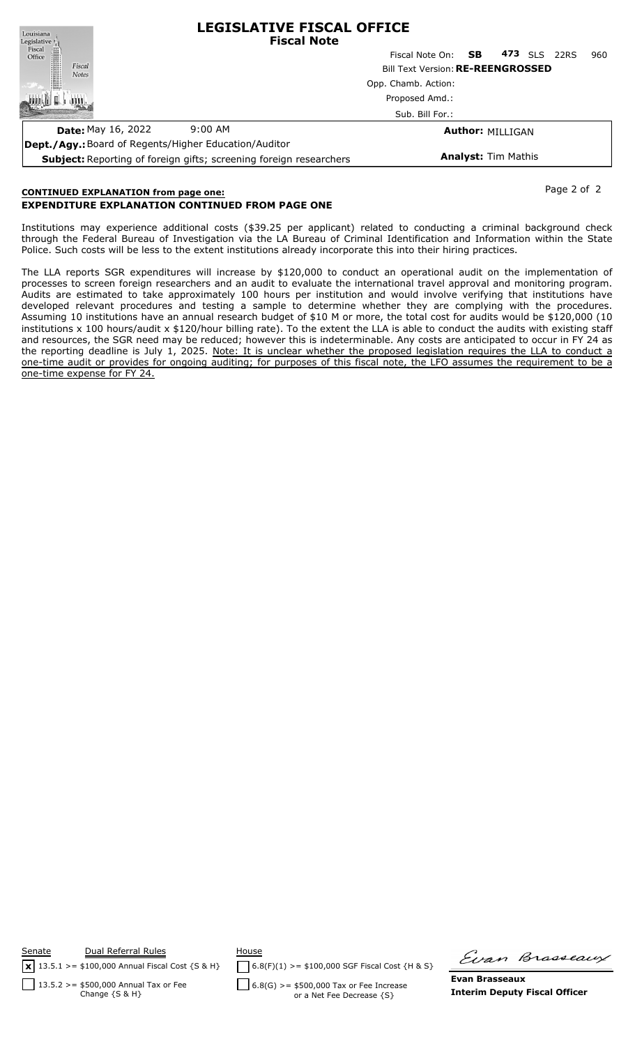# LEGISLATIVE FISCAL OFFICE
## Fiscal Note

Fiscal Note On: **SB 473** SLS 22RS 960

Bill Text Version: **RE-REENGROSSED**

Opp. Chamb. Action:

Proposed Amd.:

Sub. Bill For.:

**Date:** May 16, 2022 9:00 AM

**Author:** MILLIGAN

**Dept./Agy.:** Board of Regents/Higher Education/Auditor

**Subject:** Reporting of foreign gifts; screening foreign researchers

**Analyst:** Tim Mathis

**CONTINUED EXPLANATION from page one:**

**EXPENDITURE EXPLANATION CONTINUED FROM PAGE ONE**

Institutions may experience additional costs ($39.25 per applicant) related to conducting a criminal background check through the Federal Bureau of Investigation via the LA Bureau of Criminal Identification and Information within the State Police. Such costs will be less to the extent institutions already incorporate this into their hiring practices.

The LLA reports SGR expenditures will increase by $120,000 to conduct an operational audit on the implementation of processes to screen foreign researchers and an audit to evaluate the international travel approval and monitoring program. Audits are estimated to take approximately 100 hours per institution and would involve verifying that institutions have developed relevant procedures and testing a sample to determine whether they are complying with the procedures. Assuming 10 institutions have an annual research budget of $10 M or more, the total cost for audits would be $120,000 (10 institutions x 100 hours/audit x $120/hour billing rate). To the extent the LLA is able to conduct the audits with existing staff and resources, the SGR need may be reduced; however this is indeterminable. Any costs are anticipated to occur in FY 24 as the reporting deadline is July 1, 2025. Note: It is unclear whether the proposed legislation requires the LLA to conduct a one-time audit or provides for ongoing auditing; for purposes of this fiscal note, the LFO assumes the requirement to be a one-time expense for FY 24.

| Senate | Dual Referral Rules | House |
|---|---|---|
| [x] | 13.5.1 >= $100,000 Annual Fiscal Cost {S & H} | [ ] 6.8(F)(1) >= $100,000 SGF Fiscal Cost {H & S} |
| [ ] | 13.5.2 >= $500,000 Annual Tax or Fee Change {S & H} | [ ] 6.8(G) >= $500,000 Tax or Fee Increase or a Net Fee Decrease {S} |

Evan Brasseaux

**Evan Brasseaux**
**Interim Deputy Fiscal Officer**